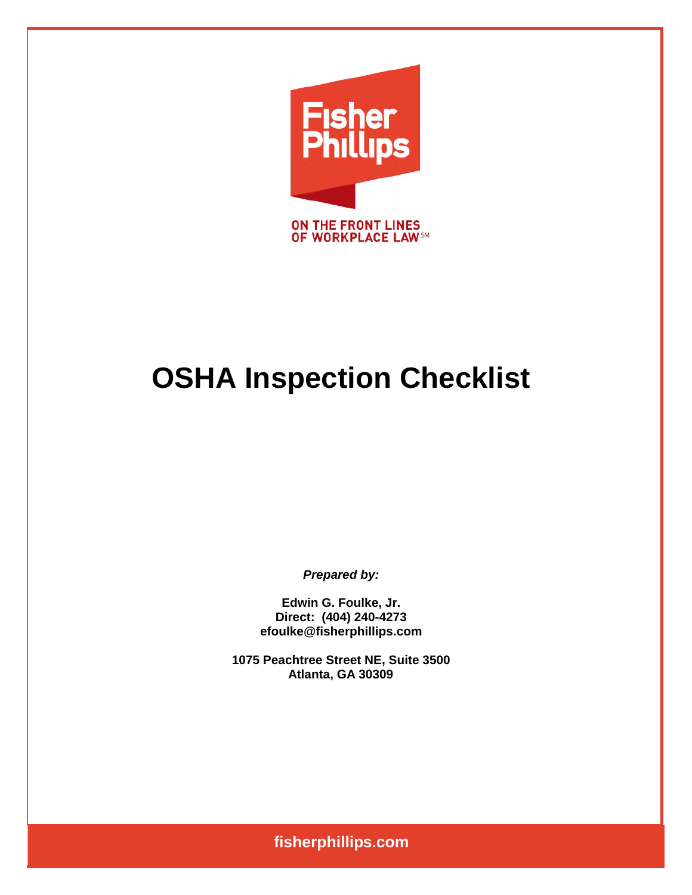Fisher Phillips

ON THE FRONT LINES OF WORKPLACE LAW℠

# OSHA Inspection Checklist

***Prepared by:***

**Edwin G. Foulke, Jr.**
**Direct: (404) 240-4273**
**efoulke@fisherphillips.com**

**1075 Peachtree Street NE, Suite 3500**
**Atlanta, GA 30309**

**fisherphillips.com**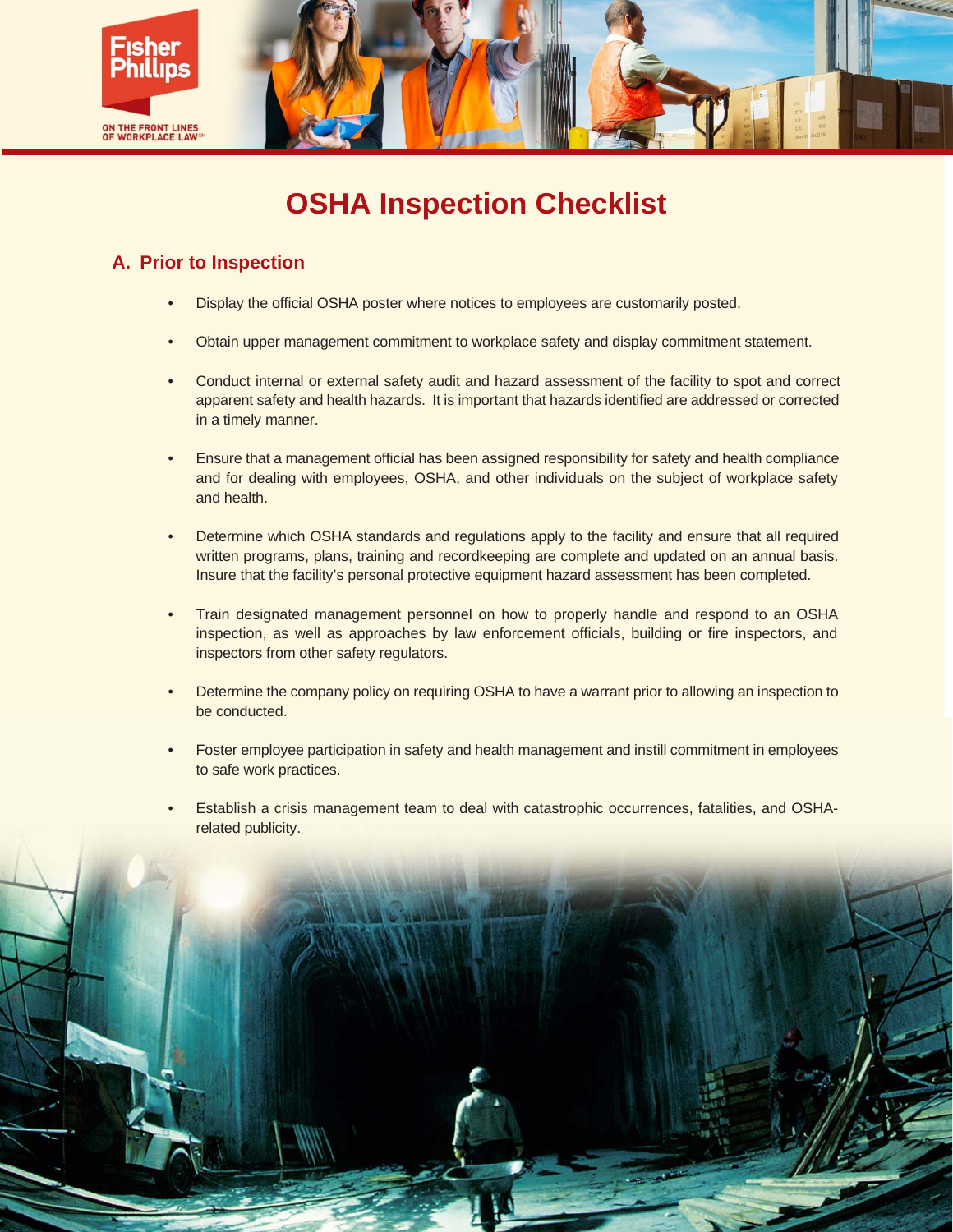# OSHA Inspection Checklist

## A. Prior to Inspection

- Display the official OSHA poster where notices to employees are customarily posted.
- Obtain upper management commitment to workplace safety and display commitment statement.
- Conduct internal or external safety audit and hazard assessment of the facility to spot and correct apparent safety and health hazards. It is important that hazards identified are addressed or corrected in a timely manner.
- Ensure that a management official has been assigned responsibility for safety and health compliance and for dealing with employees, OSHA, and other individuals on the subject of workplace safety and health.
- Determine which OSHA standards and regulations apply to the facility and ensure that all required written programs, plans, training and recordkeeping are complete and updated on an annual basis. Insure that the facility's personal protective equipment hazard assessment has been completed.
- Train designated management personnel on how to properly handle and respond to an OSHA inspection, as well as approaches by law enforcement officials, building or fire inspectors, and inspectors from other safety regulators.
- Determine the company policy on requiring OSHA to have a warrant prior to allowing an inspection to be conducted.
- Foster employee participation in safety and health management and instill commitment in employees to safe work practices.
- Establish a crisis management team to deal with catastrophic occurrences, fatalities, and OSHA-related publicity.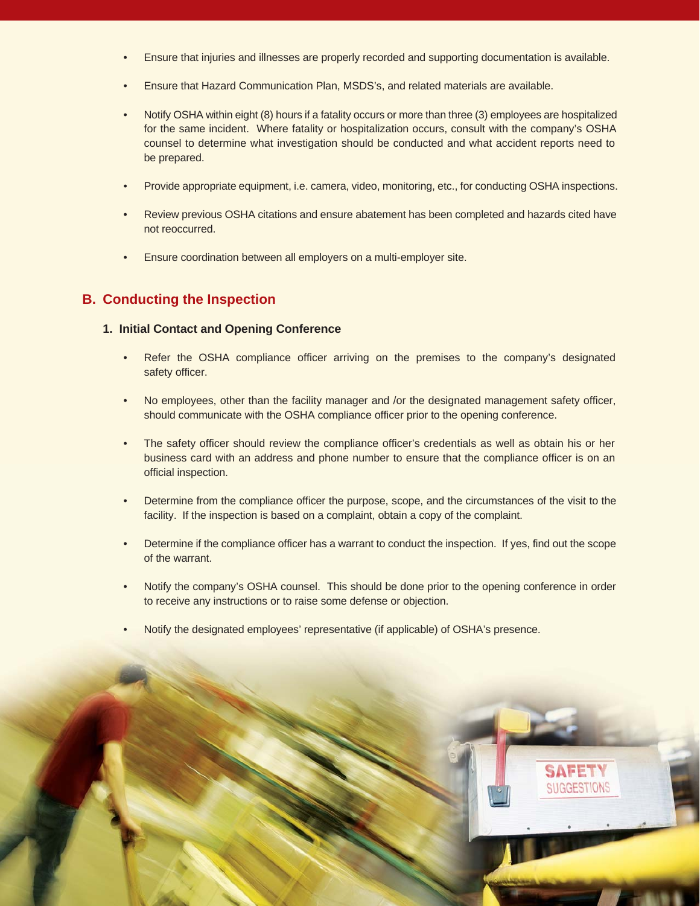- Ensure that injuries and illnesses are properly recorded and supporting documentation is available.
- Ensure that Hazard Communication Plan, MSDS's, and related materials are available.
- Notify OSHA within eight (8) hours if a fatality occurs or more than three (3) employees are hospitalized for the same incident. Where fatality or hospitalization occurs, consult with the company's OSHA counsel to determine what investigation should be conducted and what accident reports need to be prepared.
- Provide appropriate equipment, i.e. camera, video, monitoring, etc., for conducting OSHA inspections.
- Review previous OSHA citations and ensure abatement has been completed and hazards cited have not reoccurred.
- Ensure coordination between all employers on a multi-employer site.

## B. Conducting the Inspection

### 1. Initial Contact and Opening Conference

- Refer the OSHA compliance officer arriving on the premises to the company's designated safety officer.
- No employees, other than the facility manager and /or the designated management safety officer, should communicate with the OSHA compliance officer prior to the opening conference.
- The safety officer should review the compliance officer's credentials as well as obtain his or her business card with an address and phone number to ensure that the compliance officer is on an official inspection.
- Determine from the compliance officer the purpose, scope, and the circumstances of the visit to the facility. If the inspection is based on a complaint, obtain a copy of the complaint.
- Determine if the compliance officer has a warrant to conduct the inspection. If yes, find out the scope of the warrant.
- Notify the company's OSHA counsel. This should be done prior to the opening conference in order to receive any instructions or to raise some defense or objection.
- Notify the designated employees' representative (if applicable) of OSHA's presence.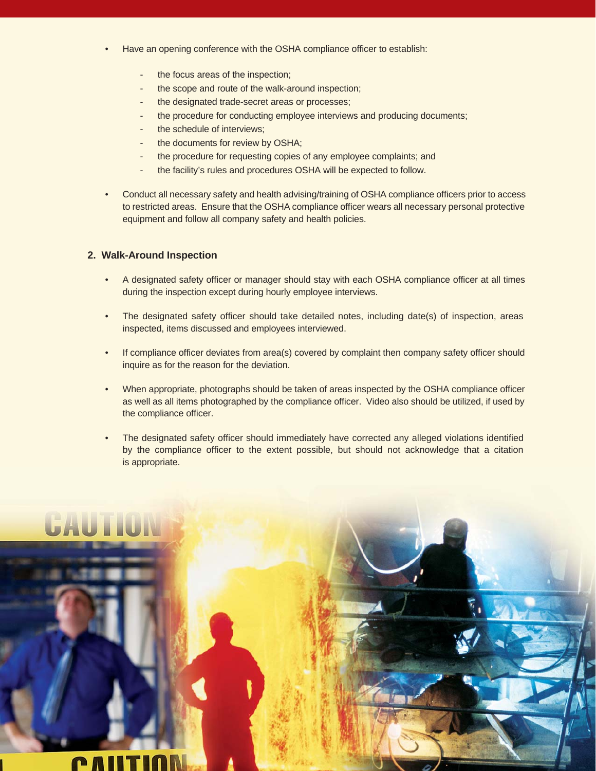- Have an opening conference with the OSHA compliance officer to establish:
  - the focus areas of the inspection;
  - the scope and route of the walk-around inspection;
  - the designated trade-secret areas or processes;
  - the procedure for conducting employee interviews and producing documents;
  - the schedule of interviews;
  - the documents for review by OSHA;
  - the procedure for requesting copies of any employee complaints; and
  - the facility's rules and procedures OSHA will be expected to follow.
- Conduct all necessary safety and health advising/training of OSHA compliance officers prior to access to restricted areas. Ensure that the OSHA compliance officer wears all necessary personal protective equipment and follow all company safety and health policies.

**2. Walk-Around Inspection**

- A designated safety officer or manager should stay with each OSHA compliance officer at all times during the inspection except during hourly employee interviews.
- The designated safety officer should take detailed notes, including date(s) of inspection, areas inspected, items discussed and employees interviewed.
- If compliance officer deviates from area(s) covered by complaint then company safety officer should inquire as for the reason for the deviation.
- When appropriate, photographs should be taken of areas inspected by the OSHA compliance officer as well as all items photographed by the compliance officer. Video also should be utilized, if used by the compliance officer.
- The designated safety officer should immediately have corrected any alleged violations identified by the compliance officer to the extent possible, but should not acknowledge that a citation is appropriate.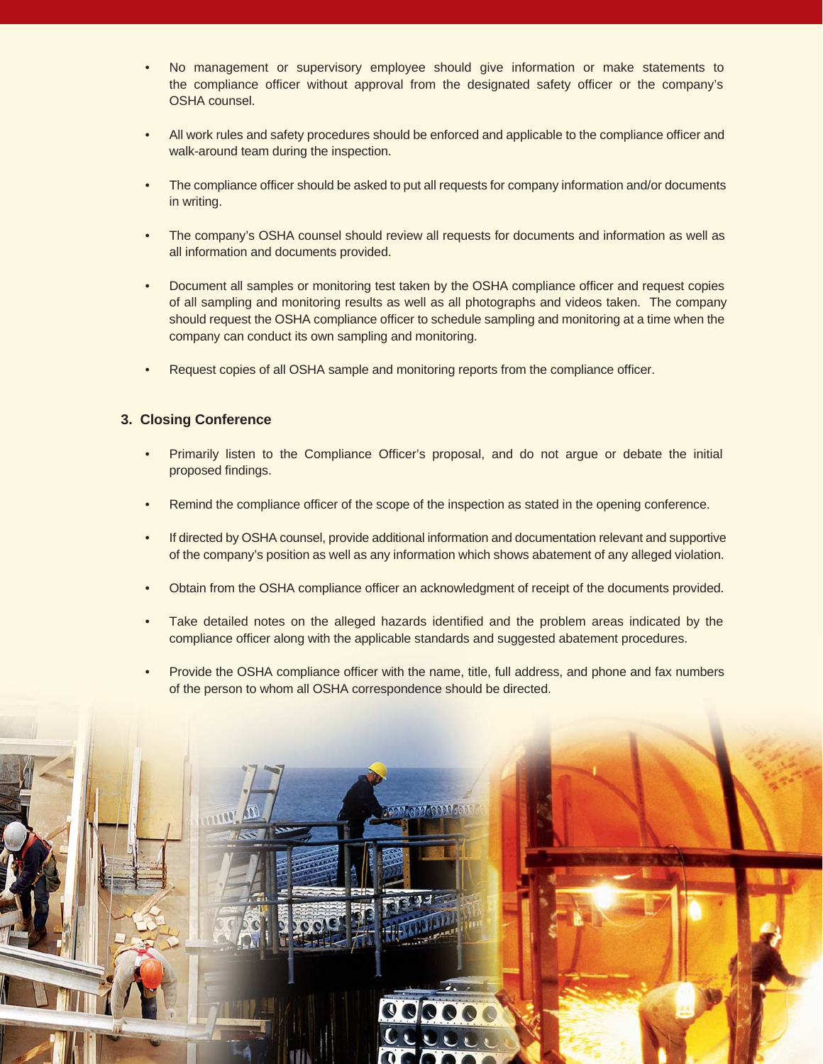- No management or supervisory employee should give information or make statements to the compliance officer without approval from the designated safety officer or the company's OSHA counsel.
- All work rules and safety procedures should be enforced and applicable to the compliance officer and walk-around team during the inspection.
- The compliance officer should be asked to put all requests for company information and/or documents in writing.
- The company's OSHA counsel should review all requests for documents and information as well as all information and documents provided.
- Document all samples or monitoring test taken by the OSHA compliance officer and request copies of all sampling and monitoring results as well as all photographs and videos taken. The company should request the OSHA compliance officer to schedule sampling and monitoring at a time when the company can conduct its own sampling and monitoring.
- Request copies of all OSHA sample and monitoring reports from the compliance officer.

### 3. Closing Conference

- Primarily listen to the Compliance Officer's proposal, and do not argue or debate the initial proposed findings.
- Remind the compliance officer of the scope of the inspection as stated in the opening conference.
- If directed by OSHA counsel, provide additional information and documentation relevant and supportive of the company's position as well as any information which shows abatement of any alleged violation.
- Obtain from the OSHA compliance officer an acknowledgment of receipt of the documents provided.
- Take detailed notes on the alleged hazards identified and the problem areas indicated by the compliance officer along with the applicable standards and suggested abatement procedures.
- Provide the OSHA compliance officer with the name, title, full address, and phone and fax numbers of the person to whom all OSHA correspondence should be directed.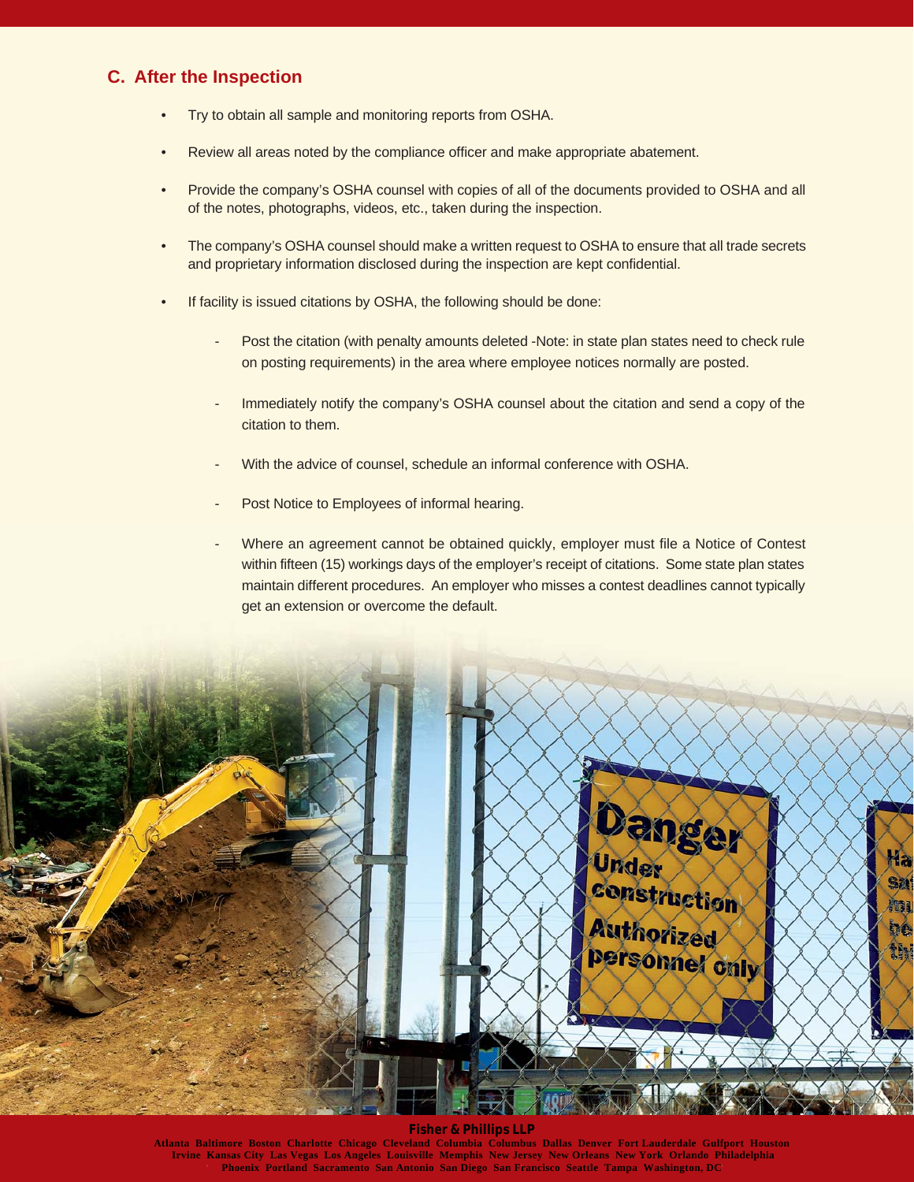## C. After the Inspection

- Try to obtain all sample and monitoring reports from OSHA.
- Review all areas noted by the compliance officer and make appropriate abatement.
- Provide the company's OSHA counsel with copies of all of the documents provided to OSHA and all of the notes, photographs, videos, etc., taken during the inspection.
- The company's OSHA counsel should make a written request to OSHA to ensure that all trade secrets and proprietary information disclosed during the inspection are kept confidential.
- If facility is issued citations by OSHA, the following should be done:
  - Post the citation (with penalty amounts deleted -Note: in state plan states need to check rule on posting requirements) in the area where employee notices normally are posted.
  - Immediately notify the company's OSHA counsel about the citation and send a copy of the citation to them.
  - With the advice of counsel, schedule an informal conference with OSHA.
  - Post Notice to Employees of informal hearing.
  - Where an agreement cannot be obtained quickly, employer must file a Notice of Contest within fifteen (15) workings days of the employer's receipt of citations. Some state plan states maintain different procedures. An employer who misses a contest deadlines cannot typically get an extension or overcome the default.

**Fisher & Phillips LLP**

Atlanta Baltimore Boston Charlotte Chicago Cleveland Columbia Columbus Dallas Denver Fort Lauderdale Gulfport Houston Irvine Kansas City Las Vegas Los Angeles Louisville Memphis New Jersey New Orleans New York Orlando Philadelphia Phoenix Portland Sacramento San Antonio San Diego San Francisco Seattle Tampa Washington, DC